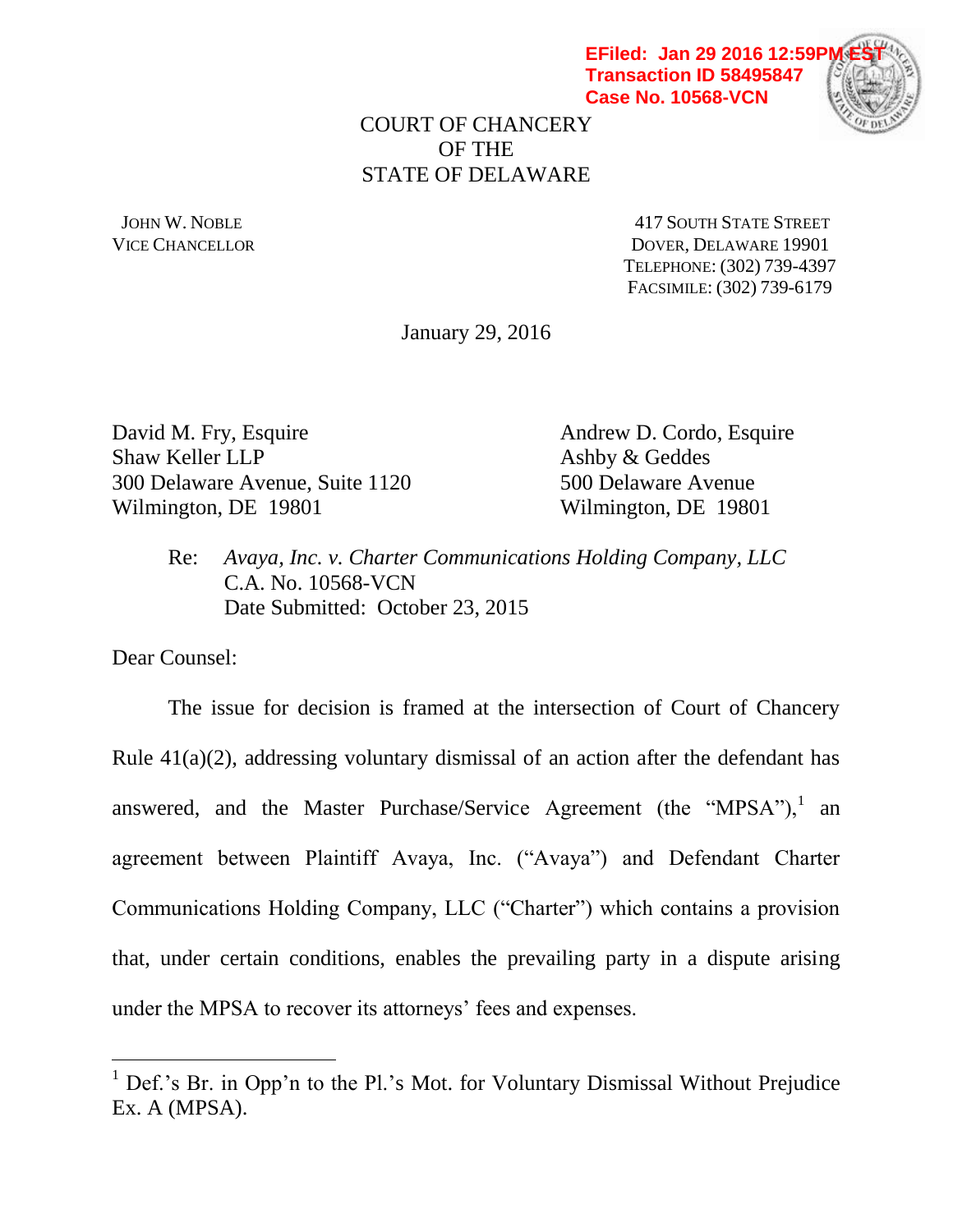EFiled: Jan 29 2016 12:59PM EST
Transaction ID 58495847
Case No. 10568-VCN

COURT OF CHANCERY
OF THE
STATE OF DELAWARE

JOHN W. NOBLE
VICE CHANCELLOR

417 SOUTH STATE STREET
DOVER, DELAWARE 19901
TELEPHONE: (302) 739-4397
FACSIMILE: (302) 739-6179

January 29, 2016

David M. Fry, Esquire
Shaw Keller LLP
300 Delaware Avenue, Suite 1120
Wilmington, DE 19801

Andrew D. Cordo, Esquire
Ashby & Geddes
500 Delaware Avenue
Wilmington, DE 19801

Re: *Avaya, Inc. v. Charter Communications Holding Company, LLC*
C.A. No. 10568-VCN
Date Submitted: October 23, 2015

Dear Counsel:

The issue for decision is framed at the intersection of Court of Chancery Rule 41(a)(2), addressing voluntary dismissal of an action after the defendant has answered, and the Master Purchase/Service Agreement (the "MPSA"),[1] an agreement between Plaintiff Avaya, Inc. ("Avaya") and Defendant Charter Communications Holding Company, LLC ("Charter") which contains a provision that, under certain conditions, enables the prevailing party in a dispute arising under the MPSA to recover its attorneys' fees and expenses.

[1] Def.'s Br. in Opp'n to the Pl.'s Mot. for Voluntary Dismissal Without Prejudice Ex. A (MPSA).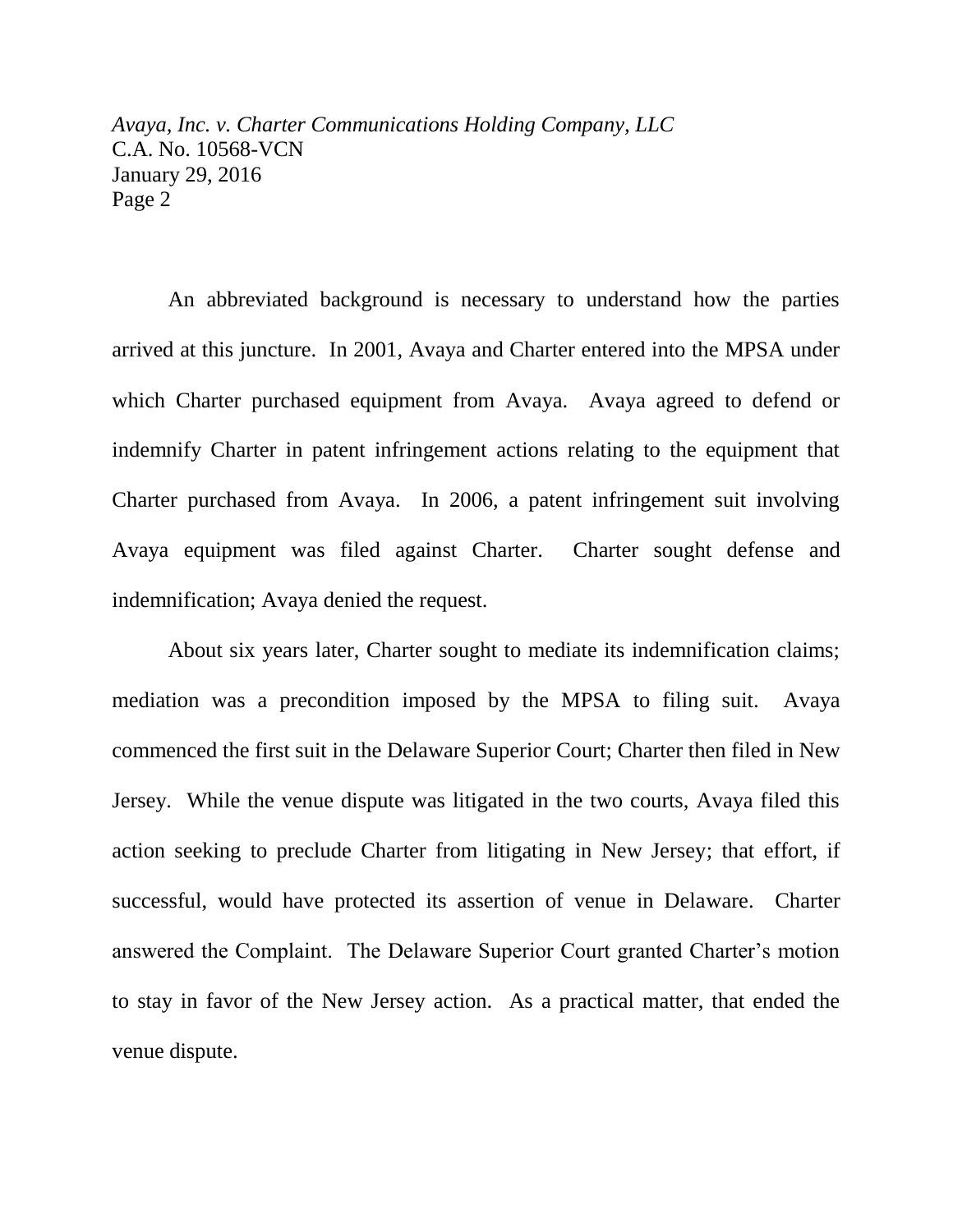An abbreviated background is necessary to understand how the parties arrived at this juncture. In 2001, Avaya and Charter entered into the MPSA under which Charter purchased equipment from Avaya. Avaya agreed to defend or indemnify Charter in patent infringement actions relating to the equipment that Charter purchased from Avaya. In 2006, a patent infringement suit involving Avaya equipment was filed against Charter. Charter sought defense and indemnification; Avaya denied the request.

About six years later, Charter sought to mediate its indemnification claims; mediation was a precondition imposed by the MPSA to filing suit. Avaya commenced the first suit in the Delaware Superior Court; Charter then filed in New Jersey. While the venue dispute was litigated in the two courts, Avaya filed this action seeking to preclude Charter from litigating in New Jersey; that effort, if successful, would have protected its assertion of venue in Delaware. Charter answered the Complaint. The Delaware Superior Court granted Charter's motion to stay in favor of the New Jersey action. As a practical matter, that ended the venue dispute.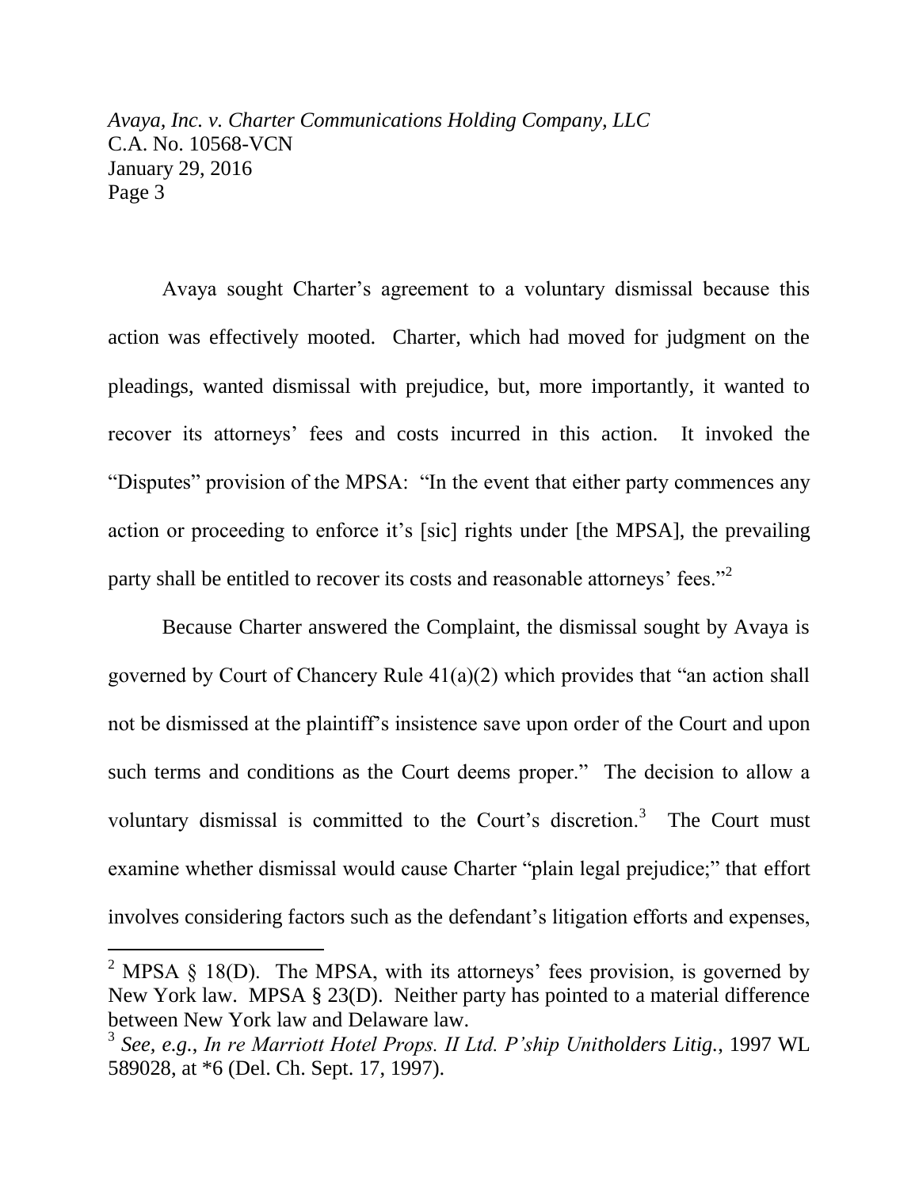Avaya sought Charter's agreement to a voluntary dismissal because this action was effectively mooted. Charter, which had moved for judgment on the pleadings, wanted dismissal with prejudice, but, more importantly, it wanted to recover its attorneys' fees and costs incurred in this action. It invoked the "Disputes" provision of the MPSA: "In the event that either party commences any action or proceeding to enforce it's [sic] rights under [the MPSA], the prevailing party shall be entitled to recover its costs and reasonable attorneys' fees."[2]

Because Charter answered the Complaint, the dismissal sought by Avaya is governed by Court of Chancery Rule 41(a)(2) which provides that "an action shall not be dismissed at the plaintiff's insistence save upon order of the Court and upon such terms and conditions as the Court deems proper." The decision to allow a voluntary dismissal is committed to the Court's discretion.[3] The Court must examine whether dismissal would cause Charter "plain legal prejudice;" that effort involves considering factors such as the defendant's litigation efforts and expenses,

---

[2] MPSA § 18(D). The MPSA, with its attorneys' fees provision, is governed by New York law. MPSA § 23(D). Neither party has pointed to a material difference between New York law and Delaware law.

[3] *See, e.g.*, *In re Marriott Hotel Props. II Ltd. P'ship Unitholders Litig.*, 1997 WL 589028, at *6 (Del. Ch. Sept. 17, 1997).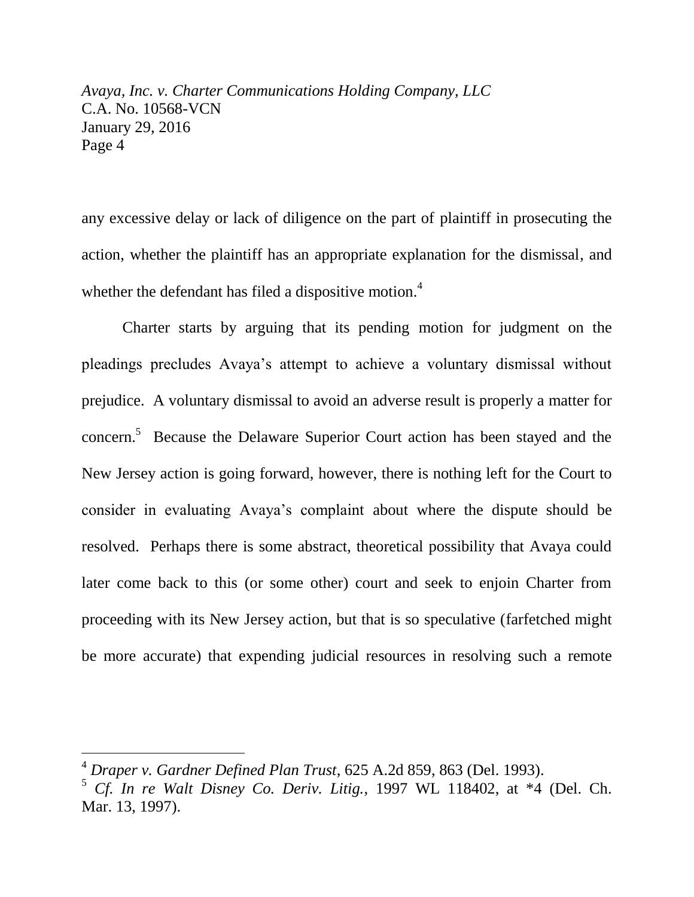any excessive delay or lack of diligence on the part of plaintiff in prosecuting the action, whether the plaintiff has an appropriate explanation for the dismissal, and whether the defendant has filed a dispositive motion.[4]

Charter starts by arguing that its pending motion for judgment on the pleadings precludes Avaya's attempt to achieve a voluntary dismissal without prejudice. A voluntary dismissal to avoid an adverse result is properly a matter for concern.[5] Because the Delaware Superior Court action has been stayed and the New Jersey action is going forward, however, there is nothing left for the Court to consider in evaluating Avaya's complaint about where the dispute should be resolved. Perhaps there is some abstract, theoretical possibility that Avaya could later come back to this (or some other) court and seek to enjoin Charter from proceeding with its New Jersey action, but that is so speculative (farfetched might be more accurate) that expending judicial resources in resolving such a remote

---

[4] *Draper v. Gardner Defined Plan Trust*, 625 A.2d 859, 863 (Del. 1993).

[5] *Cf. In re Walt Disney Co. Deriv. Litig.*, 1997 WL 118402, at *4 (Del. Ch. Mar. 13, 1997).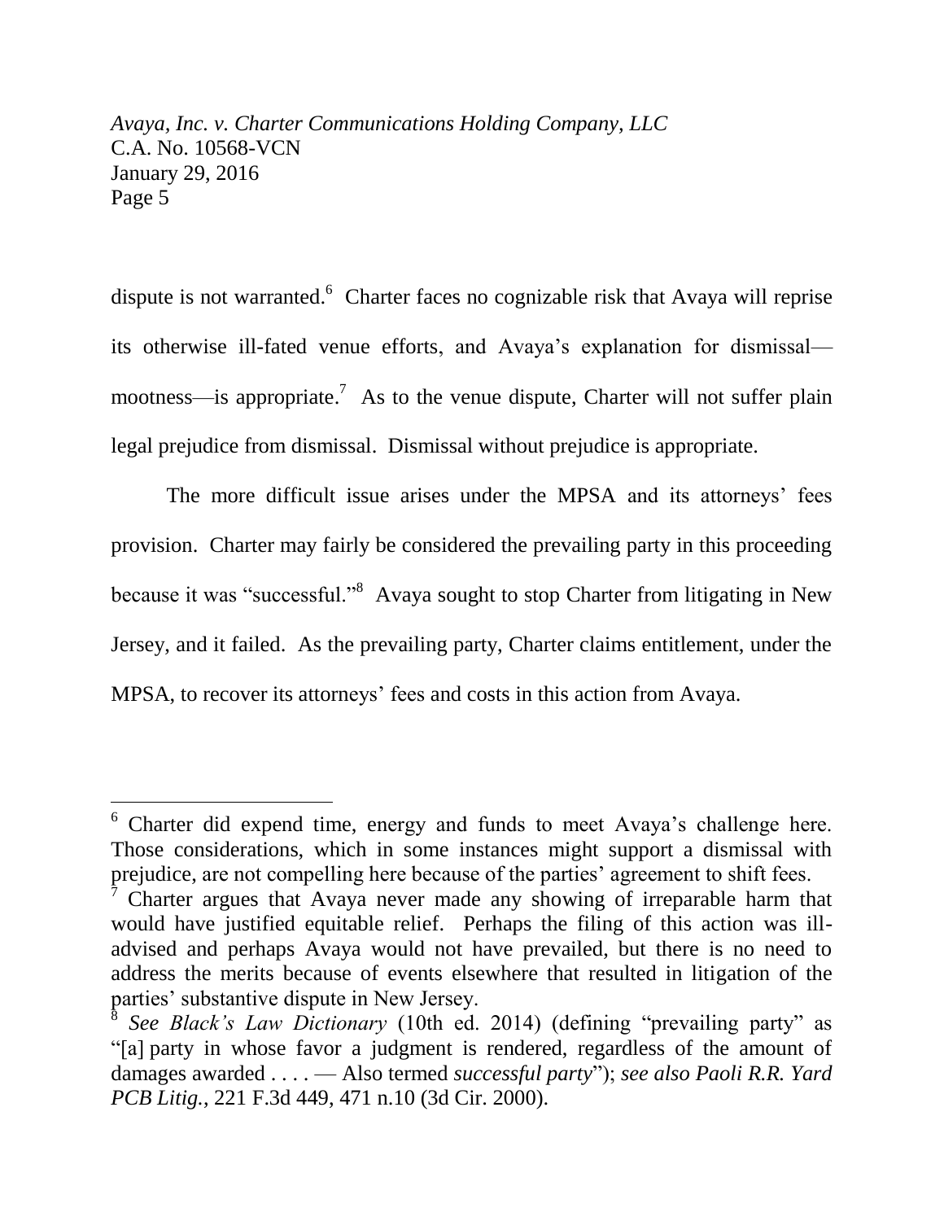dispute is not warranted.[6] Charter faces no cognizable risk that Avaya will reprise its otherwise ill-fated venue efforts, and Avaya's explanation for dismissal—mootness—is appropriate.[7] As to the venue dispute, Charter will not suffer plain legal prejudice from dismissal. Dismissal without prejudice is appropriate.

The more difficult issue arises under the MPSA and its attorneys' fees provision. Charter may fairly be considered the prevailing party in this proceeding because it was "successful."[8] Avaya sought to stop Charter from litigating in New Jersey, and it failed. As the prevailing party, Charter claims entitlement, under the MPSA, to recover its attorneys' fees and costs in this action from Avaya.

---

[6] Charter did expend time, energy and funds to meet Avaya's challenge here. Those considerations, which in some instances might support a dismissal with prejudice, are not compelling here because of the parties' agreement to shift fees.

[7] Charter argues that Avaya never made any showing of irreparable harm that would have justified equitable relief. Perhaps the filing of this action was ill-advised and perhaps Avaya would not have prevailed, but there is no need to address the merits because of events elsewhere that resulted in litigation of the parties' substantive dispute in New Jersey.

[8] *See Black's Law Dictionary* (10th ed. 2014) (defining "prevailing party" as "[a] party in whose favor a judgment is rendered, regardless of the amount of damages awarded . . . . — Also termed *successful party*"); *see also Paoli R.R. Yard PCB Litig.*, 221 F.3d 449, 471 n.10 (3d Cir. 2000).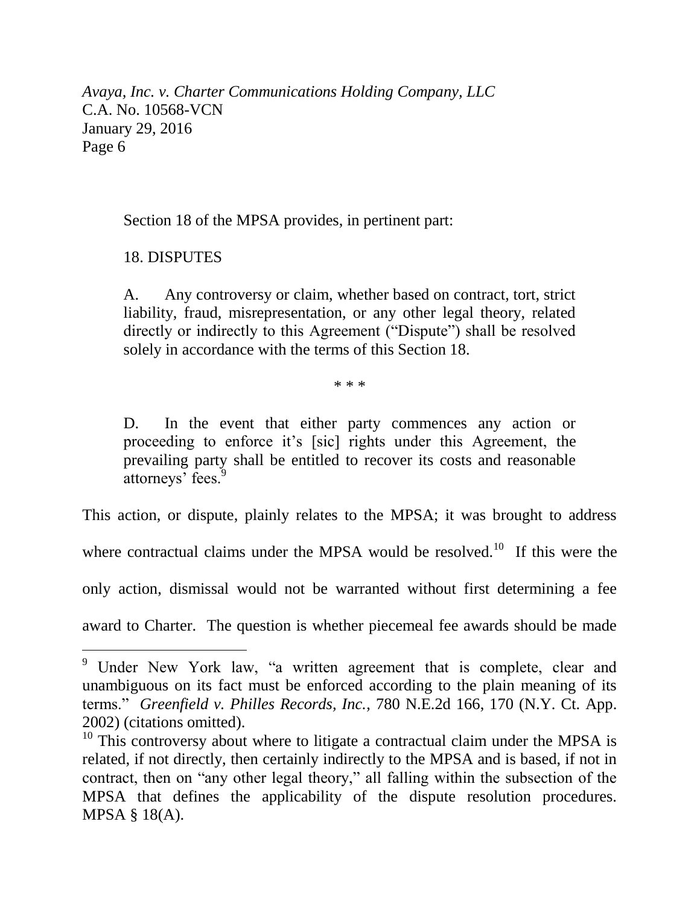Section 18 of the MPSA provides, in pertinent part:

> 18. DISPUTES
>
> A. Any controversy or claim, whether based on contract, tort, strict liability, fraud, misrepresentation, or any other legal theory, related directly or indirectly to this Agreement ("Dispute") shall be resolved solely in accordance with the terms of this Section 18.
>
> * * *
>
> D. In the event that either party commences any action or proceeding to enforce it's [sic] rights under this Agreement, the prevailing party shall be entitled to recover its costs and reasonable attorneys' fees.[9]

This action, or dispute, plainly relates to the MPSA; it was brought to address where contractual claims under the MPSA would be resolved.[10] If this were the only action, dismissal would not be warranted without first determining a fee award to Charter. The question is whether piecemeal fee awards should be made

[9] Under New York law, "a written agreement that is complete, clear and unambiguous on its fact must be enforced according to the plain meaning of its terms." *Greenfield v. Philles Records, Inc.*, 780 N.E.2d 166, 170 (N.Y. Ct. App. 2002) (citations omitted).

[10] This controversy about where to litigate a contractual claim under the MPSA is related, if not directly, then certainly indirectly to the MPSA and is based, if not in contract, then on "any other legal theory," all falling within the subsection of the MPSA that defines the applicability of the dispute resolution procedures. MPSA § 18(A).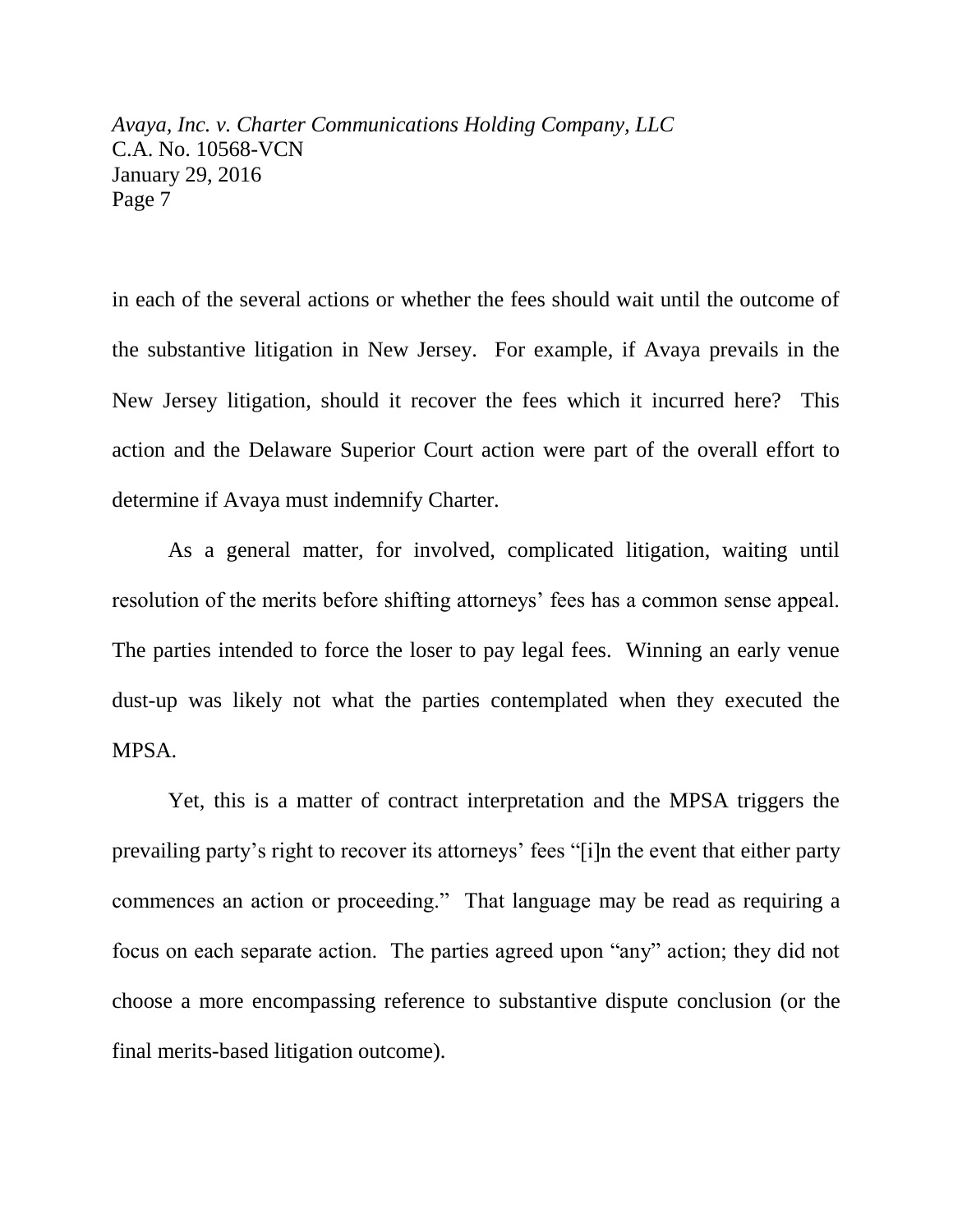in each of the several actions or whether the fees should wait until the outcome of the substantive litigation in New Jersey. For example, if Avaya prevails in the New Jersey litigation, should it recover the fees which it incurred here? This action and the Delaware Superior Court action were part of the overall effort to determine if Avaya must indemnify Charter.

As a general matter, for involved, complicated litigation, waiting until resolution of the merits before shifting attorneys' fees has a common sense appeal. The parties intended to force the loser to pay legal fees. Winning an early venue dust-up was likely not what the parties contemplated when they executed the MPSA.

Yet, this is a matter of contract interpretation and the MPSA triggers the prevailing party's right to recover its attorneys' fees "[i]n the event that either party commences an action or proceeding." That language may be read as requiring a focus on each separate action. The parties agreed upon "any" action; they did not choose a more encompassing reference to substantive dispute conclusion (or the final merits-based litigation outcome).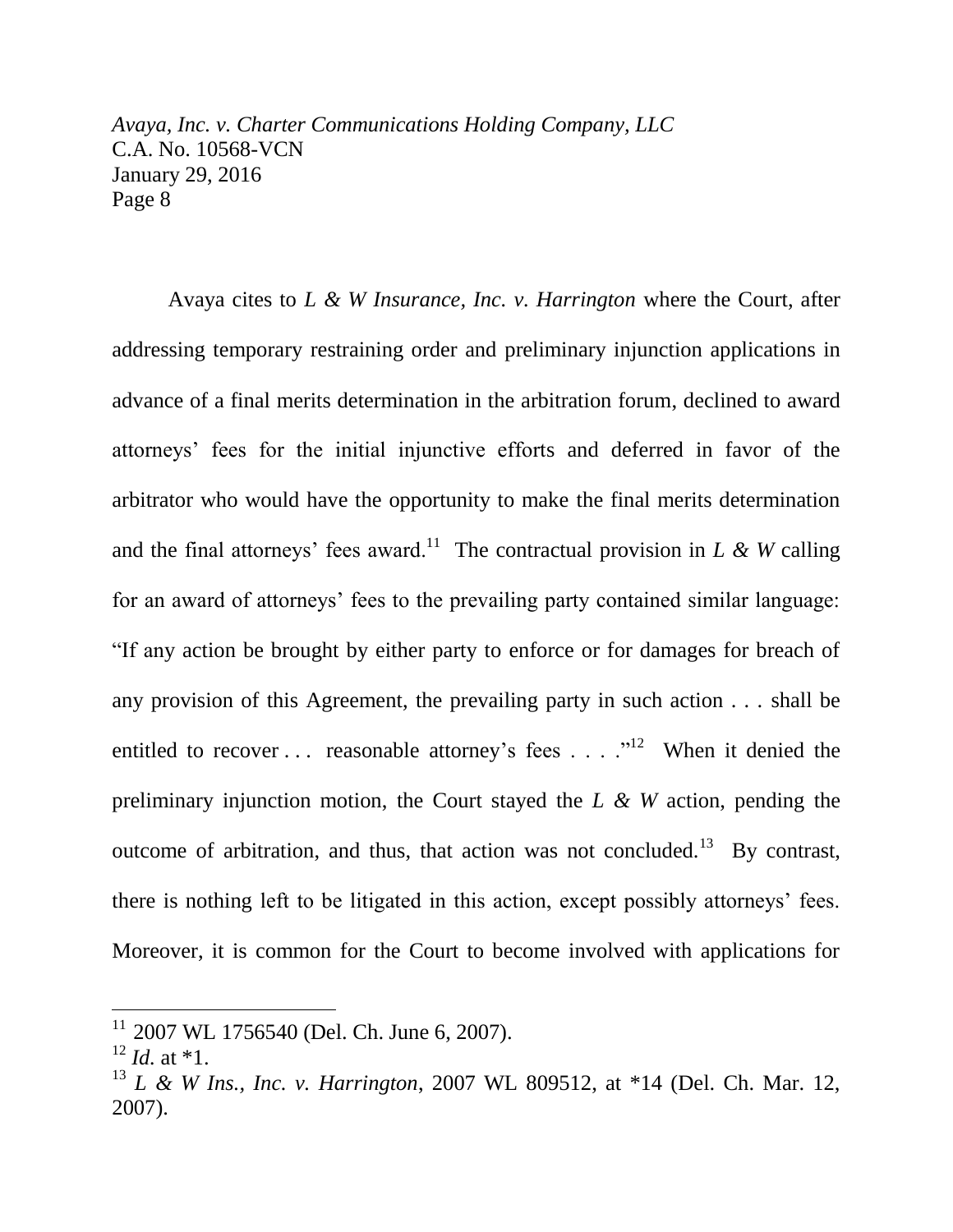Avaya cites to *L & W Insurance, Inc. v. Harrington* where the Court, after addressing temporary restraining order and preliminary injunction applications in advance of a final merits determination in the arbitration forum, declined to award attorneys' fees for the initial injunctive efforts and deferred in favor of the arbitrator who would have the opportunity to make the final merits determination and the final attorneys' fees award.[11] The contractual provision in *L & W* calling for an award of attorneys' fees to the prevailing party contained similar language: "If any action be brought by either party to enforce or for damages for breach of any provision of this Agreement, the prevailing party in such action . . . shall be entitled to recover . . . reasonable attorney's fees . . . ."[12] When it denied the preliminary injunction motion, the Court stayed the *L & W* action, pending the outcome of arbitration, and thus, that action was not concluded.[13] By contrast, there is nothing left to be litigated in this action, except possibly attorneys' fees. Moreover, it is common for the Court to become involved with applications for

---

[11] 2007 WL 1756540 (Del. Ch. June 6, 2007).

[12] *Id.* at *1.

[13] *L & W Ins., Inc. v. Harrington*, 2007 WL 809512, at *14 (Del. Ch. Mar. 12, 2007).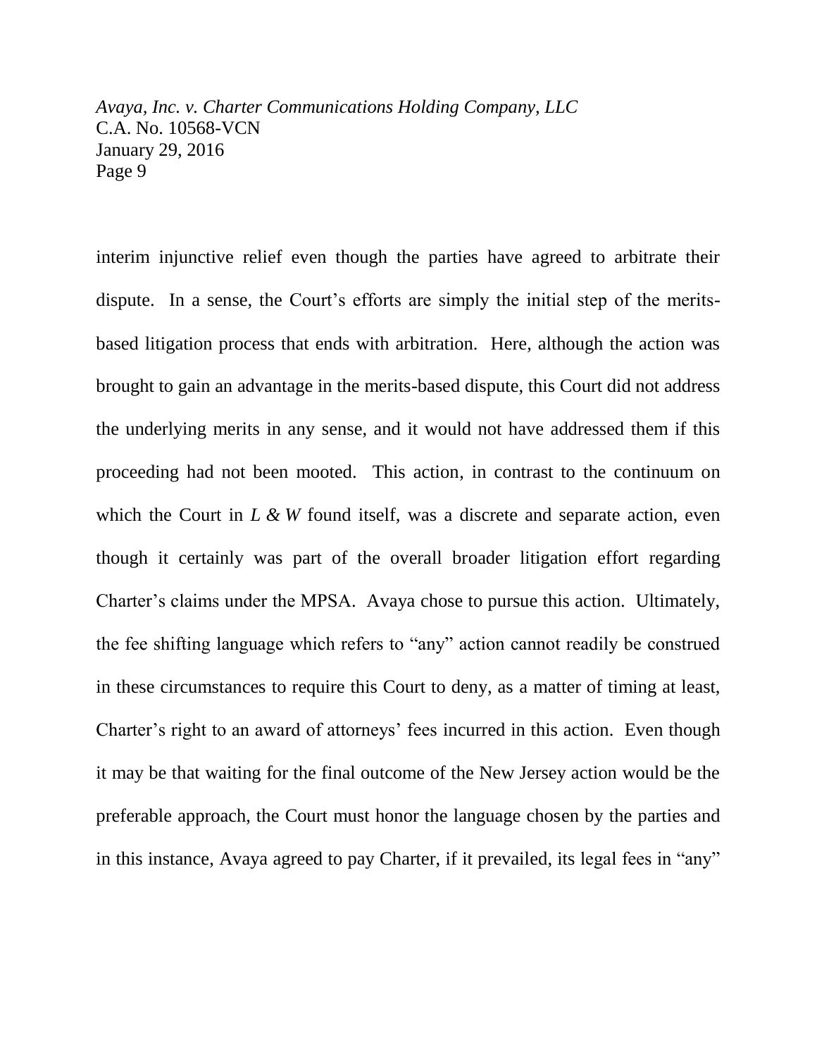interim injunctive relief even though the parties have agreed to arbitrate their dispute. In a sense, the Court's efforts are simply the initial step of the merits-based litigation process that ends with arbitration. Here, although the action was brought to gain an advantage in the merits-based dispute, this Court did not address the underlying merits in any sense, and it would not have addressed them if this proceeding had not been mooted. This action, in contrast to the continuum on which the Court in *L & W* found itself, was a discrete and separate action, even though it certainly was part of the overall broader litigation effort regarding Charter's claims under the MPSA. Avaya chose to pursue this action. Ultimately, the fee shifting language which refers to "any" action cannot readily be construed in these circumstances to require this Court to deny, as a matter of timing at least, Charter's right to an award of attorneys' fees incurred in this action. Even though it may be that waiting for the final outcome of the New Jersey action would be the preferable approach, the Court must honor the language chosen by the parties and in this instance, Avaya agreed to pay Charter, if it prevailed, its legal fees in "any"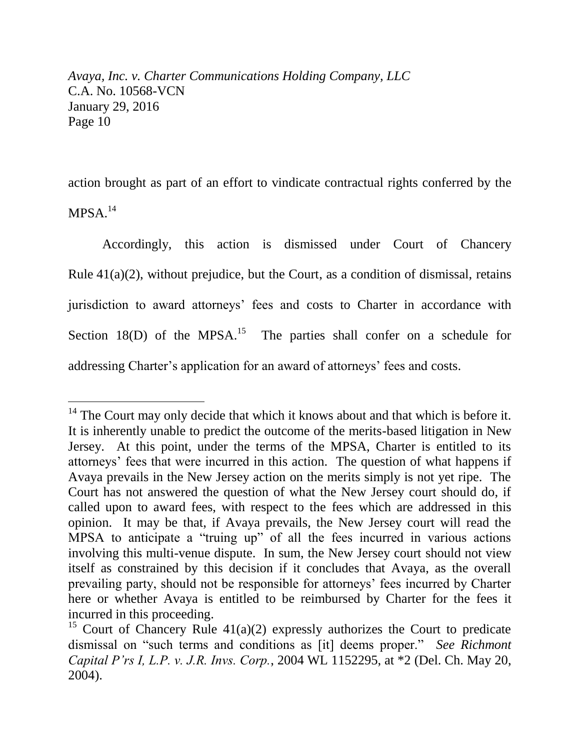action brought as part of an effort to vindicate contractual rights conferred by the MPSA.[14]

Accordingly, this action is dismissed under Court of Chancery Rule 41(a)(2), without prejudice, but the Court, as a condition of dismissal, retains jurisdiction to award attorneys' fees and costs to Charter in accordance with Section 18(D) of the MPSA.[15] The parties shall confer on a schedule for addressing Charter's application for an award of attorneys' fees and costs.

---

[14] The Court may only decide that which it knows about and that which is before it. It is inherently unable to predict the outcome of the merits-based litigation in New Jersey. At this point, under the terms of the MPSA, Charter is entitled to its attorneys' fees that were incurred in this action. The question of what happens if Avaya prevails in the New Jersey action on the merits simply is not yet ripe. The Court has not answered the question of what the New Jersey court should do, if called upon to award fees, with respect to the fees which are addressed in this opinion. It may be that, if Avaya prevails, the New Jersey court will read the MPSA to anticipate a "truing up" of all the fees incurred in various actions involving this multi-venue dispute. In sum, the New Jersey court should not view itself as constrained by this decision if it concludes that Avaya, as the overall prevailing party, should not be responsible for attorneys' fees incurred by Charter here or whether Avaya is entitled to be reimbursed by Charter for the fees it incurred in this proceeding.

[15] Court of Chancery Rule 41(a)(2) expressly authorizes the Court to predicate dismissal on "such terms and conditions as [it] deems proper." *See Richmont Capital P'rs I, L.P. v. J.R. Invs. Corp.*, 2004 WL 1152295, at *2 (Del. Ch. May 20, 2004).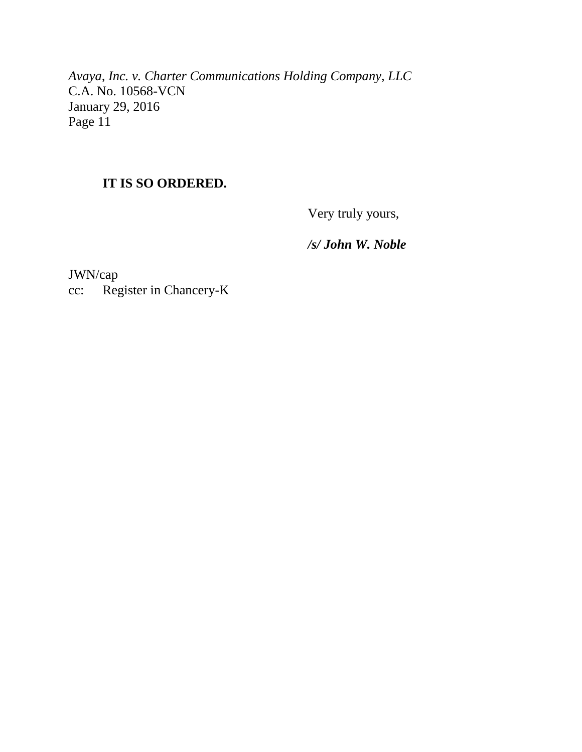**IT IS SO ORDERED.**

Very truly yours,

***/s/ John W. Noble***

JWN/cap
cc: Register in Chancery-K